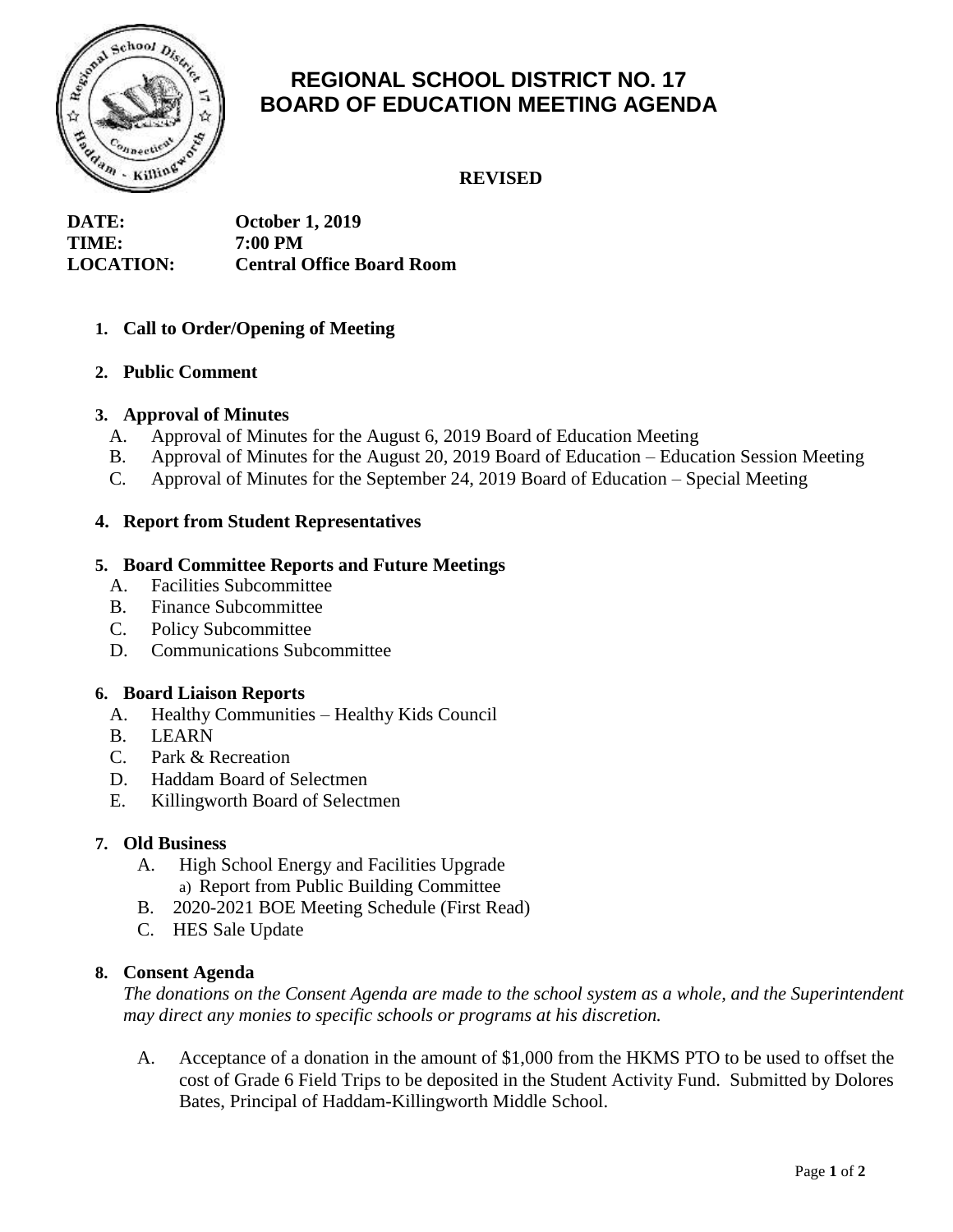# REGIONAL SCHOOL DISTRICT NO. 17
# BOARD OF EDUCATION MEETING AGENDA

**REVISED**

**DATE:** October 1, 2019
**TIME:** 7:00 PM
**LOCATION:** Central Office Board Room

1. **Call to Order/Opening of Meeting**

2. **Public Comment**

3. **Approval of Minutes**
   - A. Approval of Minutes for the August 6, 2019 Board of Education Meeting
   - B. Approval of Minutes for the August 20, 2019 Board of Education – Education Session Meeting
   - C. Approval of Minutes for the September 24, 2019 Board of Education – Special Meeting

4. **Report from Student Representatives**

5. **Board Committee Reports and Future Meetings**
   - A. Facilities Subcommittee
   - B. Finance Subcommittee
   - C. Policy Subcommittee
   - D. Communications Subcommittee

6. **Board Liaison Reports**
   - A. Healthy Communities – Healthy Kids Council
   - B. LEARN
   - C. Park & Recreation
   - D. Haddam Board of Selectmen
   - E. Killingworth Board of Selectmen

7. **Old Business**
   - A. High School Energy and Facilities Upgrade
     - a) Report from Public Building Committee
   - B. 2020-2021 BOE Meeting Schedule (First Read)
   - C. HES Sale Update

8. **Consent Agenda**

   *The donations on the Consent Agenda are made to the school system as a whole, and the Superintendent may direct any monies to specific schools or programs at his discretion.*

   - A. Acceptance of a donation in the amount of $1,000 from the HKMS PTO to be used to offset the cost of Grade 6 Field Trips to be deposited in the Student Activity Fund. Submitted by Dolores Bates, Principal of Haddam-Killingworth Middle School.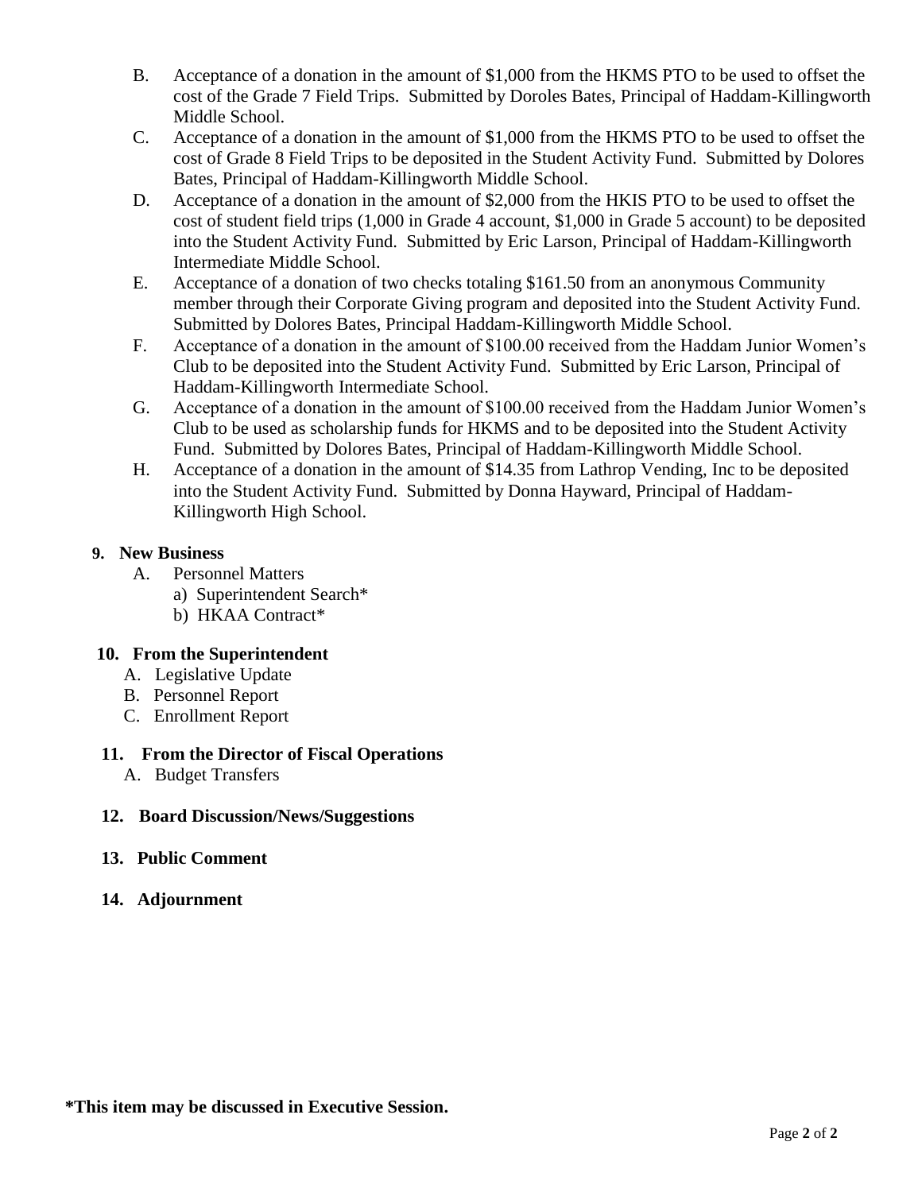B. Acceptance of a donation in the amount of $1,000 from the HKMS PTO to be used to offset the cost of the Grade 7 Field Trips. Submitted by Doroles Bates, Principal of Haddam-Killingworth Middle School.

C. Acceptance of a donation in the amount of $1,000 from the HKMS PTO to be used to offset the cost of Grade 8 Field Trips to be deposited in the Student Activity Fund. Submitted by Dolores Bates, Principal of Haddam-Killingworth Middle School.

D. Acceptance of a donation in the amount of $2,000 from the HKIS PTO to be used to offset the cost of student field trips (1,000 in Grade 4 account, $1,000 in Grade 5 account) to be deposited into the Student Activity Fund. Submitted by Eric Larson, Principal of Haddam-Killingworth Intermediate Middle School.

E. Acceptance of a donation of two checks totaling $161.50 from an anonymous Community member through their Corporate Giving program and deposited into the Student Activity Fund. Submitted by Dolores Bates, Principal Haddam-Killingworth Middle School.

F. Acceptance of a donation in the amount of $100.00 received from the Haddam Junior Women's Club to be deposited into the Student Activity Fund. Submitted by Eric Larson, Principal of Haddam-Killingworth Intermediate School.

G. Acceptance of a donation in the amount of $100.00 received from the Haddam Junior Women's Club to be used as scholarship funds for HKMS and to be deposited into the Student Activity Fund. Submitted by Dolores Bates, Principal of Haddam-Killingworth Middle School.

H. Acceptance of a donation in the amount of $14.35 from Lathrop Vending, Inc to be deposited into the Student Activity Fund. Submitted by Donna Hayward, Principal of Haddam-Killingworth High School.

**9. New Business**

A. Personnel Matters
   a) Superintendent Search*
   b) HKAA Contract*

**10. From the Superintendent**

A. Legislative Update
B. Personnel Report
C. Enrollment Report

**11. From the Director of Fiscal Operations**

A. Budget Transfers

**12. Board Discussion/News/Suggestions**

**13. Public Comment**

**14. Adjournment**

**\*This item may be discussed in Executive Session.**